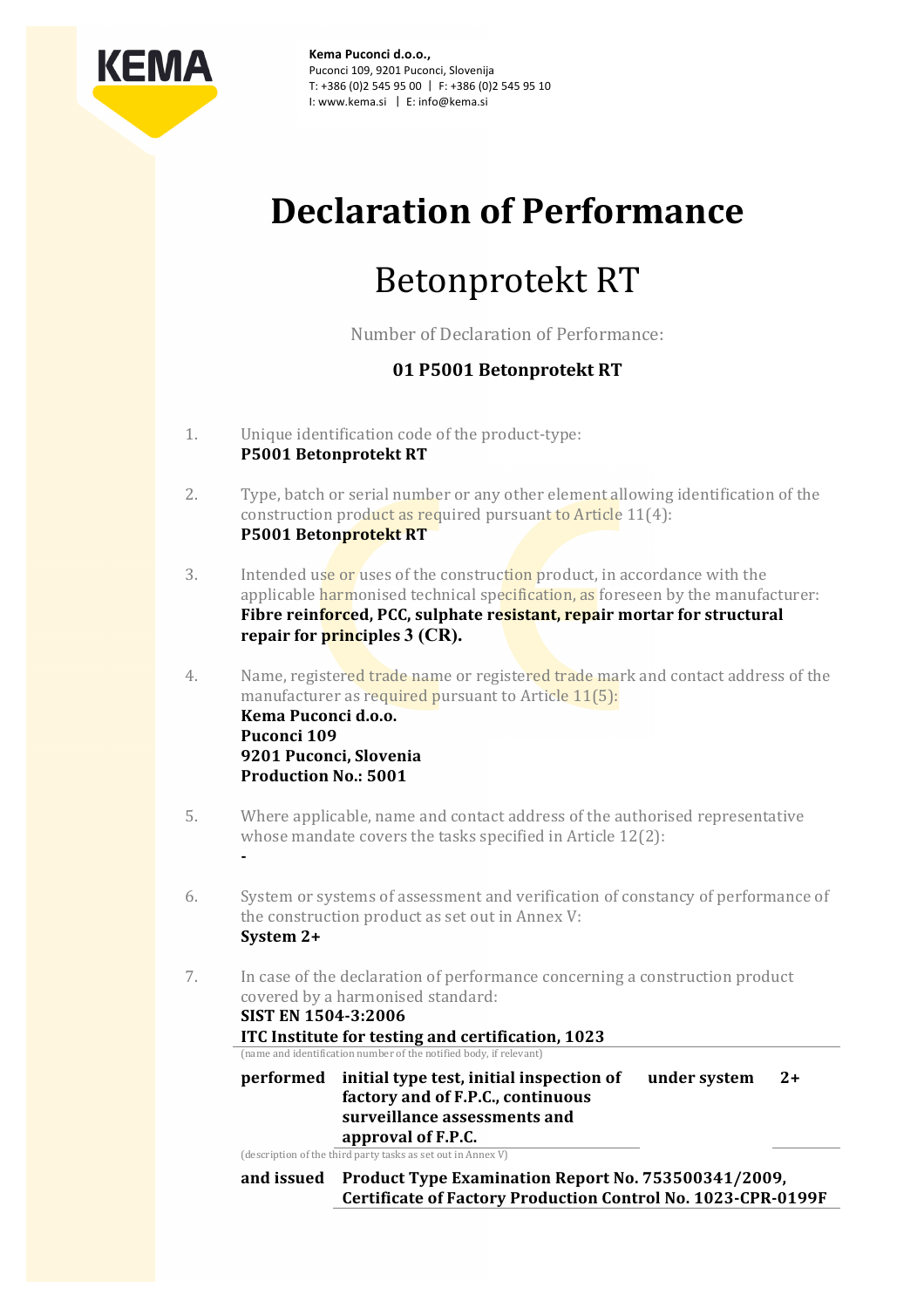Kema Puconci d.o.o.,
Puconci 109, 9201 Puconci, Slovenija
T: +386 (0)2 545 95 00 | F: +386 (0)2 545 95 10
I: www.kema.si | E: info@kema.si

# Declaration of Performance

## Betonprotekt RT

Number of Declaration of Performance:

**01 P5001 Betonprotekt RT**

1. Unique identification code of the product-type:
   **P5001 Betonprotekt RT**

2. Type, batch or serial number or any other element allowing identification of the construction product as required pursuant to Article 11(4):
   **P5001 Betonprotekt RT**

3. Intended use or uses of the construction product, in accordance with the applicable harmonised technical specification, as foreseen by the manufacturer:
   **Fibre reinforced, PCC, sulphate resistant, repair mortar for structural repair for principles 3 (CR).**

4. Name, registered trade name or registered trade mark and contact address of the manufacturer as required pursuant to Article 11(5):
   **Kema Puconci d.o.o.**
   **Puconci 109**
   **9201 Puconci, Slovenia**
   **Production No.: 5001**

5. Where applicable, name and contact address of the authorised representative whose mandate covers the tasks specified in Article 12(2):
   **-**

6. System or systems of assessment and verification of constancy of performance of the construction product as set out in Annex V:
   **System 2+**

7. In case of the declaration of performance concerning a construction product covered by a harmonised standard:
   **SIST EN 1504-3:2006**
   **ITC Institute for testing and certification, 1023**
   (name and identification number of the notified body, if relevant)

   **performed** **initial type test, initial inspection of factory and of F.P.C., continuous surveillance assessments and approval of F.P.C.** **under system** **2+**
   (description of the third party tasks as set out in Annex V)

   **and issued** **Product Type Examination Report No. 753500341/2009, Certificate of Factory Production Control No. 1023-CPR-0199F**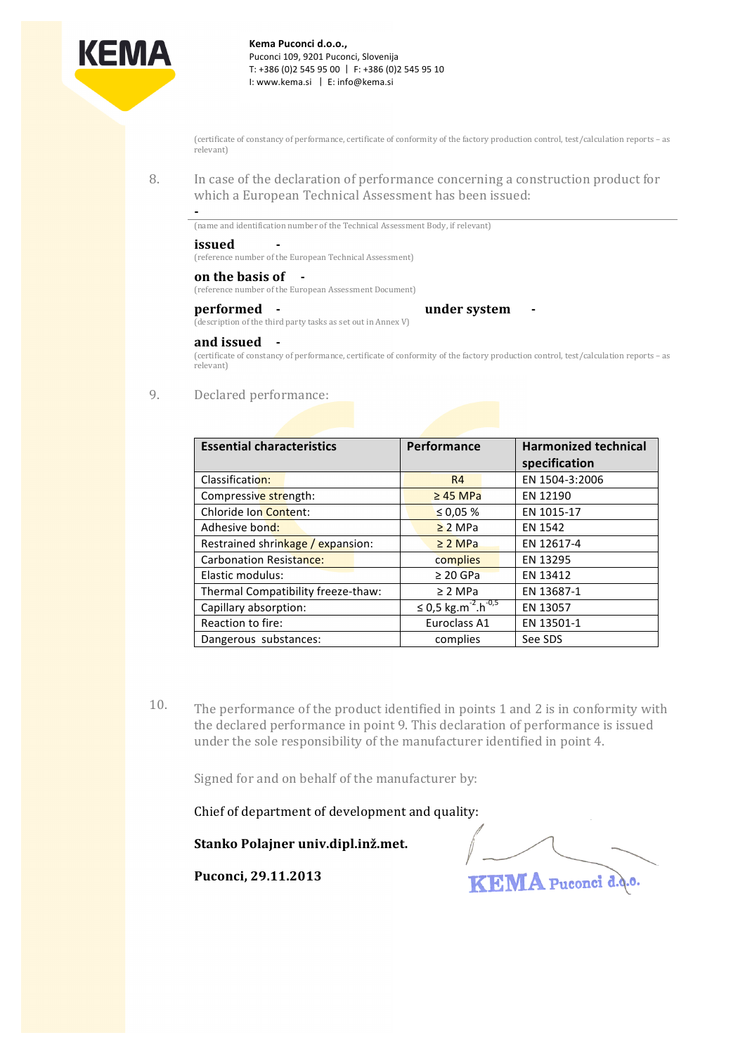Kema Puconci d.o.o.,
Puconci 109, 9201 Puconci, Slovenija
T: +386 (0)2 545 95 00 | F: +386 (0)2 545 95 10
I: www.kema.si | E: info@kema.si

(certificate of constancy of performance, certificate of conformity of the factory production control, test/calculation reports – as relevant)

8. In case of the declaration of performance concerning a construction product for which a European Technical Assessment has been issued:

-

(name and identification number of the Technical Assessment Body, if relevant)

**issued** -
(reference number of the European Technical Assessment)

**on the basis of** -
(reference number of the European Assessment Document)

**performed** - **under system** -
(description of the third party tasks as set out in Annex V)

**and issued** -
(certificate of constancy of performance, certificate of conformity of the factory production control, test/calculation reports – as relevant)

9. Declared performance:

| Essential characteristics | Performance | Harmonized technical specification |
|---|---|---|
| Classification: | R4 | EN 1504-3:2006 |
| Compressive strength: | ≥ 45 MPa | EN 12190 |
| Chloride Ion Content: | ≤ 0,05 % | EN 1015-17 |
| Adhesive bond: | ≥ 2 MPa | EN 1542 |
| Restrained shrinkage / expansion: | ≥ 2 MPa | EN 12617-4 |
| Carbonation Resistance: | complies | EN 13295 |
| Elastic modulus: | ≥ 20 GPa | EN 13412 |
| Thermal Compatibility freeze-thaw: | ≥ 2 MPa | EN 13687-1 |
| Capillary absorption: | ≤ 0,5 $kg.m^{-2}.h^{-0,5}$ | EN 13057 |
| Reaction to fire: | Euroclass A1 | EN 13501-1 |
| Dangerous substances: | complies | See SDS |

10. The performance of the product identified in points 1 and 2 is in conformity with the declared performance in point 9. This declaration of performance is issued under the sole responsibility of the manufacturer identified in point 4.

Signed for and on behalf of the manufacturer by:

Chief of department of development and quality:

**Stanko Polajner univ.dipl.inž.met.**

**Puconci, 29.11.2013**

KEMA Puconci d.o.o.